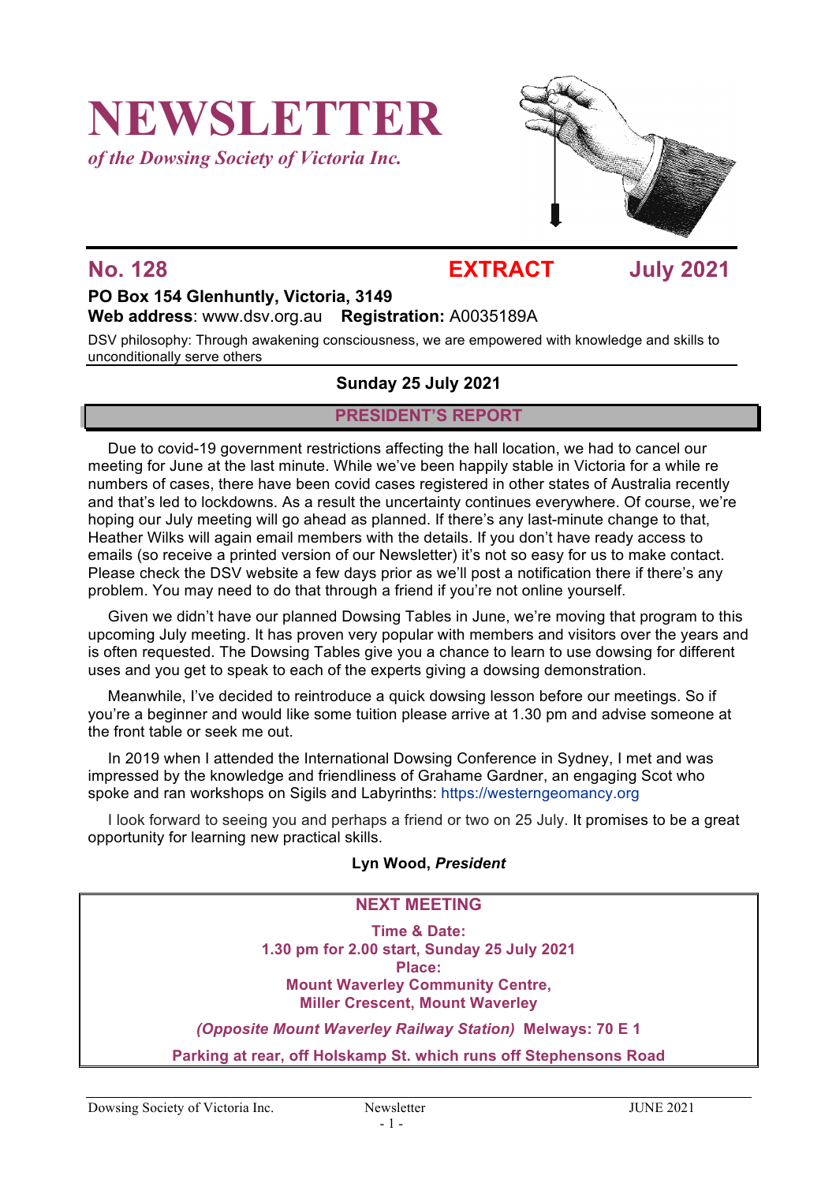# NEWSLETTER

*of the Dowsing Society of Victoria Inc.*

**No. 128** **EXTRACT** **July 2021**

**PO Box 154 Glenhuntly, Victoria, 3149**
**Web address**: www.dsv.org.au **Registration:** A0035189A

DSV philosophy: Through awakening consciousness, we are empowered with knowledge and skills to unconditionally serve others

**Sunday 25 July 2021**

## PRESIDENT'S REPORT

Due to covid-19 government restrictions affecting the hall location, we had to cancel our meeting for June at the last minute. While we've been happily stable in Victoria for a while re numbers of cases, there have been covid cases registered in other states of Australia recently and that's led to lockdowns. As a result the uncertainty continues everywhere. Of course, we're hoping our July meeting will go ahead as planned. If there's any last-minute change to that, Heather Wilks will again email members with the details. If you don't have ready access to emails (so receive a printed version of our Newsletter) it's not so easy for us to make contact. Please check the DSV website a few days prior as we'll post a notification there if there's any problem. You may need to do that through a friend if you're not online yourself.

Given we didn't have our planned Dowsing Tables in June, we're moving that program to this upcoming July meeting. It has proven very popular with members and visitors over the years and is often requested. The Dowsing Tables give you a chance to learn to use dowsing for different uses and you get to speak to each of the experts giving a dowsing demonstration.

Meanwhile, I've decided to reintroduce a quick dowsing lesson before our meetings. So if you're a beginner and would like some tuition please arrive at 1.30 pm and advise someone at the front table or seek me out.

In 2019 when I attended the International Dowsing Conference in Sydney, I met and was impressed by the knowledge and friendliness of Grahame Gardner, an engaging Scot who spoke and ran workshops on Sigils and Labyrinths: https://westerngeomancy.org

I look forward to seeing you and perhaps a friend or two on 25 July. It promises to be a great opportunity for learning new practical skills.

**Lyn Wood, *President***

## NEXT MEETING

**Time & Date:**
**1.30 pm for 2.00 start, Sunday 25 July 2021**
**Place:**
**Mount Waverley Community Centre,**
**Miller Crescent, Mount Waverley**

***(Opposite Mount Waverley Railway Station)*** **Melways: 70 E 1**

**Parking at rear, off Holskamp St. which runs off Stephensons Road**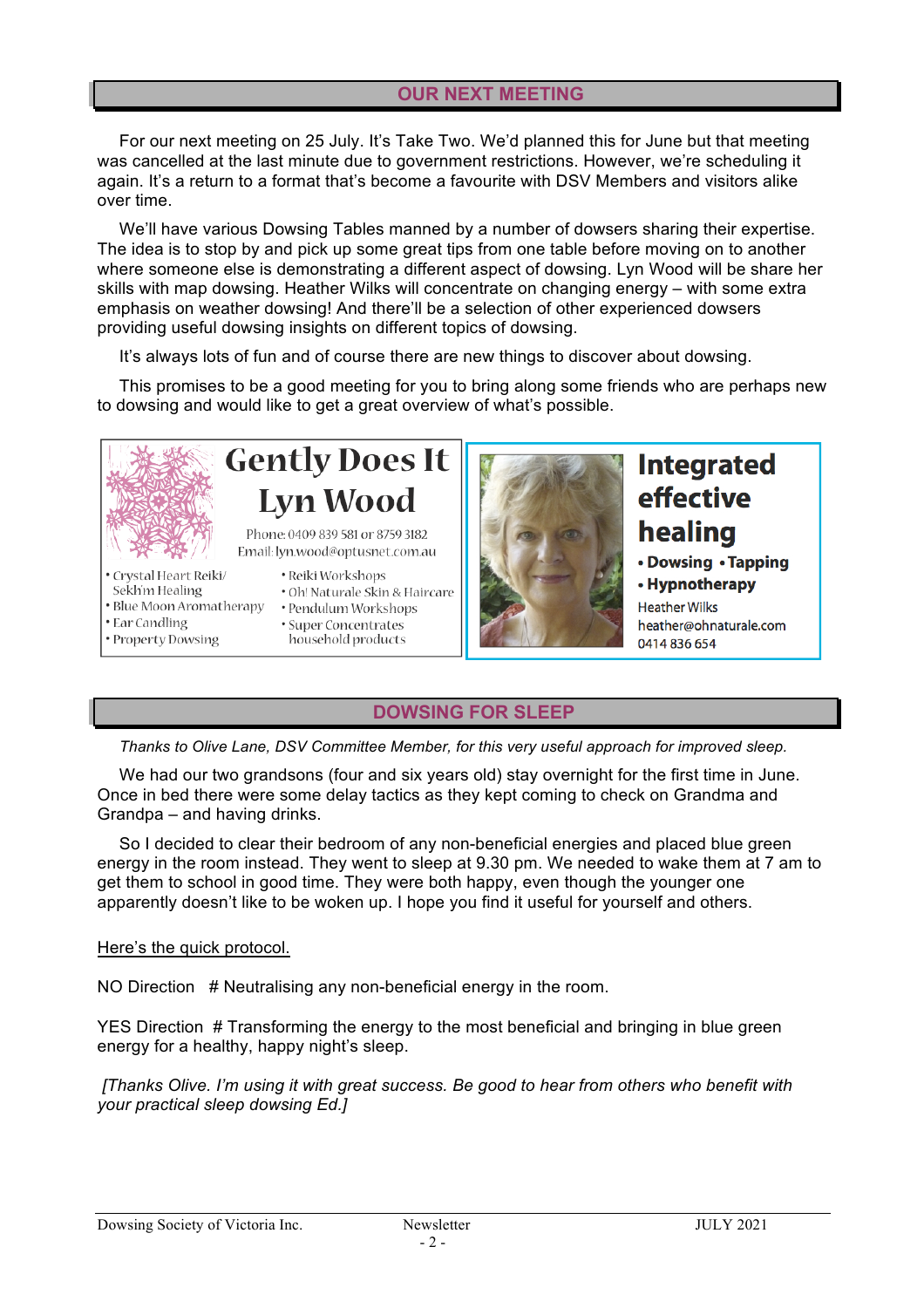## OUR NEXT MEETING

For our next meeting on 25 July. It's Take Two. We'd planned this for June but that meeting was cancelled at the last minute due to government restrictions. However, we're scheduling it again. It's a return to a format that's become a favourite with DSV Members and visitors alike over time.

We'll have various Dowsing Tables manned by a number of dowsers sharing their expertise. The idea is to stop by and pick up some great tips from one table before moving on to another where someone else is demonstrating a different aspect of dowsing. Lyn Wood will be share her skills with map dowsing. Heather Wilks will concentrate on changing energy – with some extra emphasis on weather dowsing! And there'll be a selection of other experienced dowsers providing useful dowsing insights on different topics of dowsing.

It's always lots of fun and of course there are new things to discover about dowsing.

This promises to be a good meeting for you to bring along some friends who are perhaps new to dowsing and would like to get a great overview of what's possible.

**Gently Does It**
**Lyn Wood**

Phone: 0409 839 581 or 8759 3182
Email: lyn.wood@optusnet.com.au

- Crystal Heart Reiki/ Sekh'm Healing
- Blue Moon Aromatherapy
- Ear Candling
- Property Dowsing
- Reiki Workshops
- Oh! Naturale Skin & Haircare
- Pendulum Workshops
- Super Concentrates household products

**Integrated effective healing**

- **Dowsing** • **Tapping**
- **Hypnotherapy**

Heather Wilks
heather@ohnaturale.com
0414 836 654

## DOWSING FOR SLEEP

*Thanks to Olive Lane, DSV Committee Member, for this very useful approach for improved sleep.*

We had our two grandsons (four and six years old) stay overnight for the first time in June. Once in bed there were some delay tactics as they kept coming to check on Grandma and Grandpa – and having drinks.

So I decided to clear their bedroom of any non-beneficial energies and placed blue green energy in the room instead. They went to sleep at 9.30 pm. We needed to wake them at 7 am to get them to school in good time. They were both happy, even though the younger one apparently doesn't like to be woken up. I hope you find it useful for yourself and others.

<u>Here's the quick protocol.</u>

NO Direction # Neutralising any non-beneficial energy in the room.

YES Direction # Transforming the energy to the most beneficial and bringing in blue green energy for a healthy, happy night's sleep.

*[Thanks Olive. I'm using it with great success. Be good to hear from others who benefit with your practical sleep dowsing Ed.]*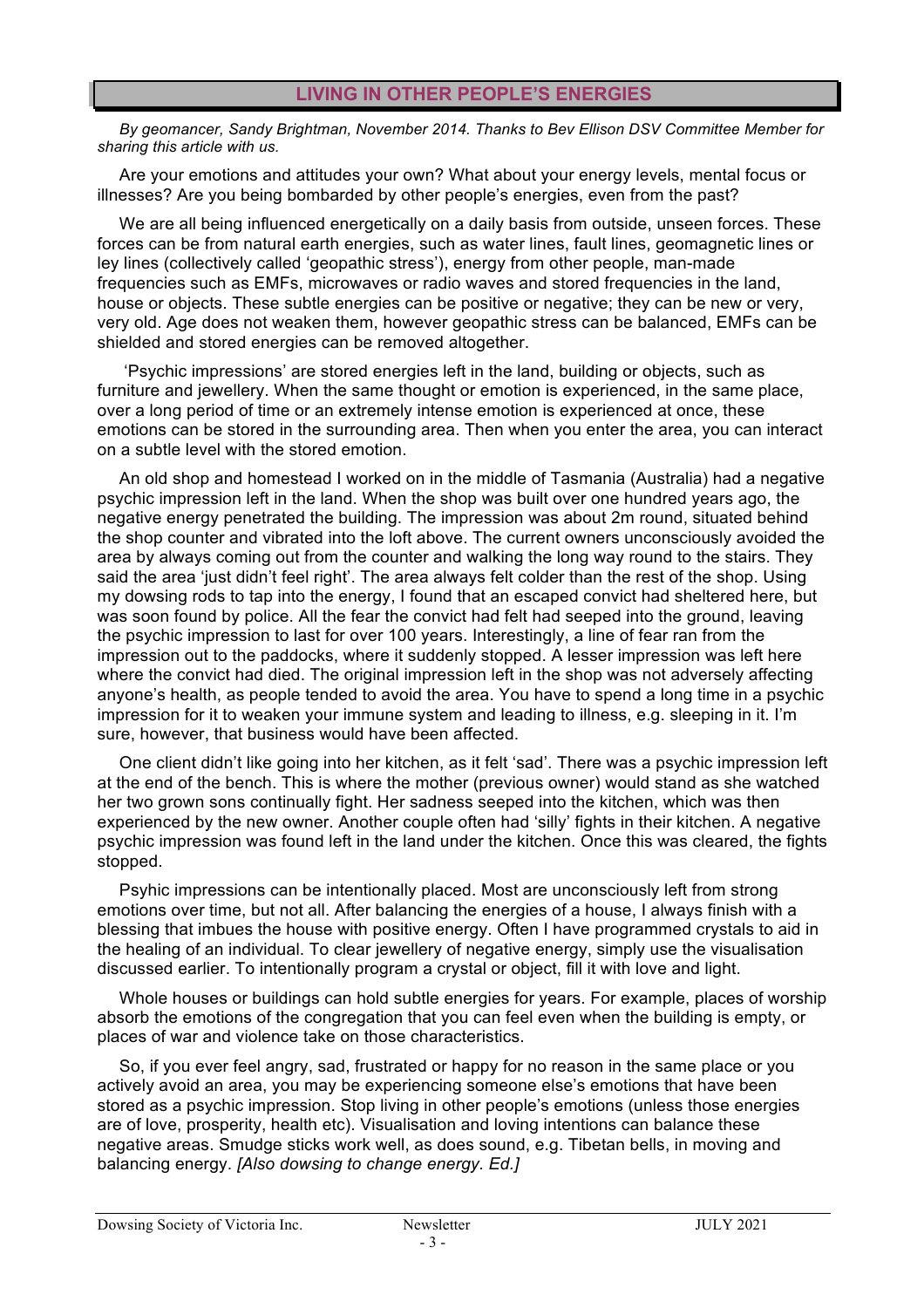## LIVING IN OTHER PEOPLE'S ENERGIES

*By geomancer, Sandy Brightman, November 2014. Thanks to Bev Ellison DSV Committee Member for sharing this article with us.*

Are your emotions and attitudes your own? What about your energy levels, mental focus or illnesses? Are you being bombarded by other people's energies, even from the past?

We are all being influenced energetically on a daily basis from outside, unseen forces. These forces can be from natural earth energies, such as water lines, fault lines, geomagnetic lines or ley lines (collectively called 'geopathic stress'), energy from other people, man-made frequencies such as EMFs, microwaves or radio waves and stored frequencies in the land, house or objects. These subtle energies can be positive or negative; they can be new or very, very old. Age does not weaken them, however geopathic stress can be balanced, EMFs can be shielded and stored energies can be removed altogether.

'Psychic impressions' are stored energies left in the land, building or objects, such as furniture and jewellery. When the same thought or emotion is experienced, in the same place, over a long period of time or an extremely intense emotion is experienced at once, these emotions can be stored in the surrounding area. Then when you enter the area, you can interact on a subtle level with the stored emotion.

An old shop and homestead I worked on in the middle of Tasmania (Australia) had a negative psychic impression left in the land. When the shop was built over one hundred years ago, the negative energy penetrated the building. The impression was about 2m round, situated behind the shop counter and vibrated into the loft above. The current owners unconsciously avoided the area by always coming out from the counter and walking the long way round to the stairs. They said the area 'just didn't feel right'. The area always felt colder than the rest of the shop. Using my dowsing rods to tap into the energy, I found that an escaped convict had sheltered here, but was soon found by police. All the fear the convict had felt had seeped into the ground, leaving the psychic impression to last for over 100 years. Interestingly, a line of fear ran from the impression out to the paddocks, where it suddenly stopped. A lesser impression was left here where the convict had died. The original impression left in the shop was not adversely affecting anyone's health, as people tended to avoid the area. You have to spend a long time in a psychic impression for it to weaken your immune system and leading to illness, e.g. sleeping in it. I'm sure, however, that business would have been affected.

One client didn't like going into her kitchen, as it felt 'sad'. There was a psychic impression left at the end of the bench. This is where the mother (previous owner) would stand as she watched her two grown sons continually fight. Her sadness seeped into the kitchen, which was then experienced by the new owner. Another couple often had 'silly' fights in their kitchen. A negative psychic impression was found left in the land under the kitchen. Once this was cleared, the fights stopped.

Psyhic impressions can be intentionally placed. Most are unconsciously left from strong emotions over time, but not all. After balancing the energies of a house, I always finish with a blessing that imbues the house with positive energy. Often I have programmed crystals to aid in the healing of an individual. To clear jewellery of negative energy, simply use the visualisation discussed earlier. To intentionally program a crystal or object, fill it with love and light.

Whole houses or buildings can hold subtle energies for years. For example, places of worship absorb the emotions of the congregation that you can feel even when the building is empty, or places of war and violence take on those characteristics.

So, if you ever feel angry, sad, frustrated or happy for no reason in the same place or you actively avoid an area, you may be experiencing someone else's emotions that have been stored as a psychic impression. Stop living in other people's emotions (unless those energies are of love, prosperity, health etc). Visualisation and loving intentions can balance these negative areas. Smudge sticks work well, as does sound, e.g. Tibetan bells, in moving and balancing energy. *[Also dowsing to change energy. Ed.]*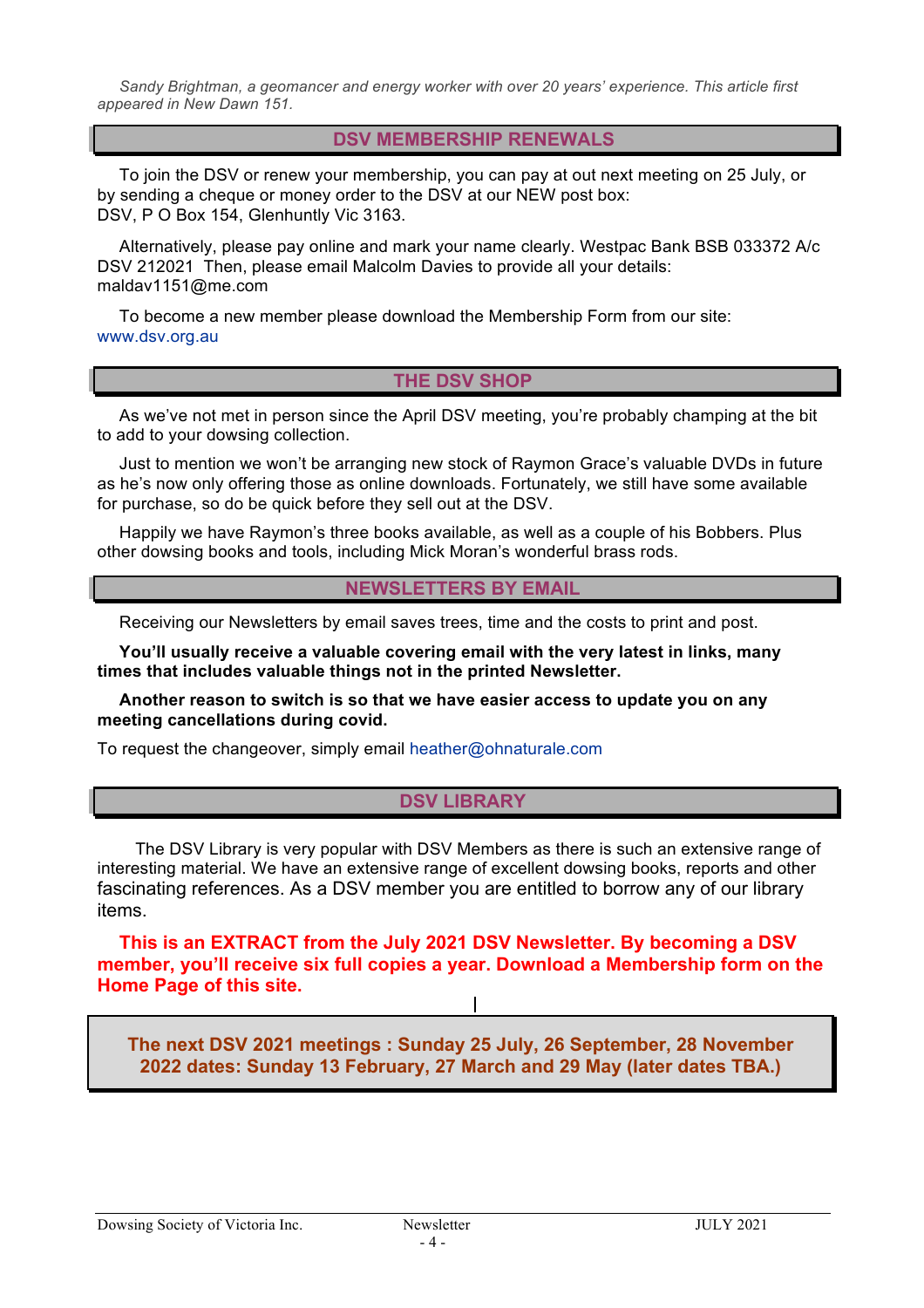*Sandy Brightman, a geomancer and energy worker with over 20 years' experience. This article first appeared in New Dawn 151.*

## DSV MEMBERSHIP RENEWALS

To join the DSV or renew your membership, you can pay at out next meeting on 25 July, or by sending a cheque or money order to the DSV at our NEW post box:
DSV, P O Box 154, Glenhuntly Vic 3163.

Alternatively, please pay online and mark your name clearly. Westpac Bank BSB 033372 A/c DSV 212021 Then, please email Malcolm Davies to provide all your details: maldav1151@me.com

To become a new member please download the Membership Form from our site: www.dsv.org.au

## THE DSV SHOP

As we've not met in person since the April DSV meeting, you're probably champing at the bit to add to your dowsing collection.

Just to mention we won't be arranging new stock of Raymon Grace's valuable DVDs in future as he's now only offering those as online downloads. Fortunately, we still have some available for purchase, so do be quick before they sell out at the DSV.

Happily we have Raymon's three books available, as well as a couple of his Bobbers. Plus other dowsing books and tools, including Mick Moran's wonderful brass rods.

## NEWSLETTERS BY EMAIL

Receiving our Newsletters by email saves trees, time and the costs to print and post.

**You'll usually receive a valuable covering email with the very latest in links, many times that includes valuable things not in the printed Newsletter.**

**Another reason to switch is so that we have easier access to update you on any meeting cancellations during covid.**

To request the changeover, simply email heather@ohnaturale.com

## DSV LIBRARY

The DSV Library is very popular with DSV Members as there is such an extensive range of interesting material. We have an extensive range of excellent dowsing books, reports and other fascinating references. As a DSV member you are entitled to borrow any of our library items.

**This is an EXTRACT from the July 2021 DSV Newsletter. By becoming a DSV member, you'll receive six full copies a year. Download a Membership form on the Home Page of this site.**

**The next DSV 2021 meetings : Sunday 25 July, 26 September, 28 November**
**2022 dates: Sunday 13 February, 27 March and 29 May (later dates TBA.)**